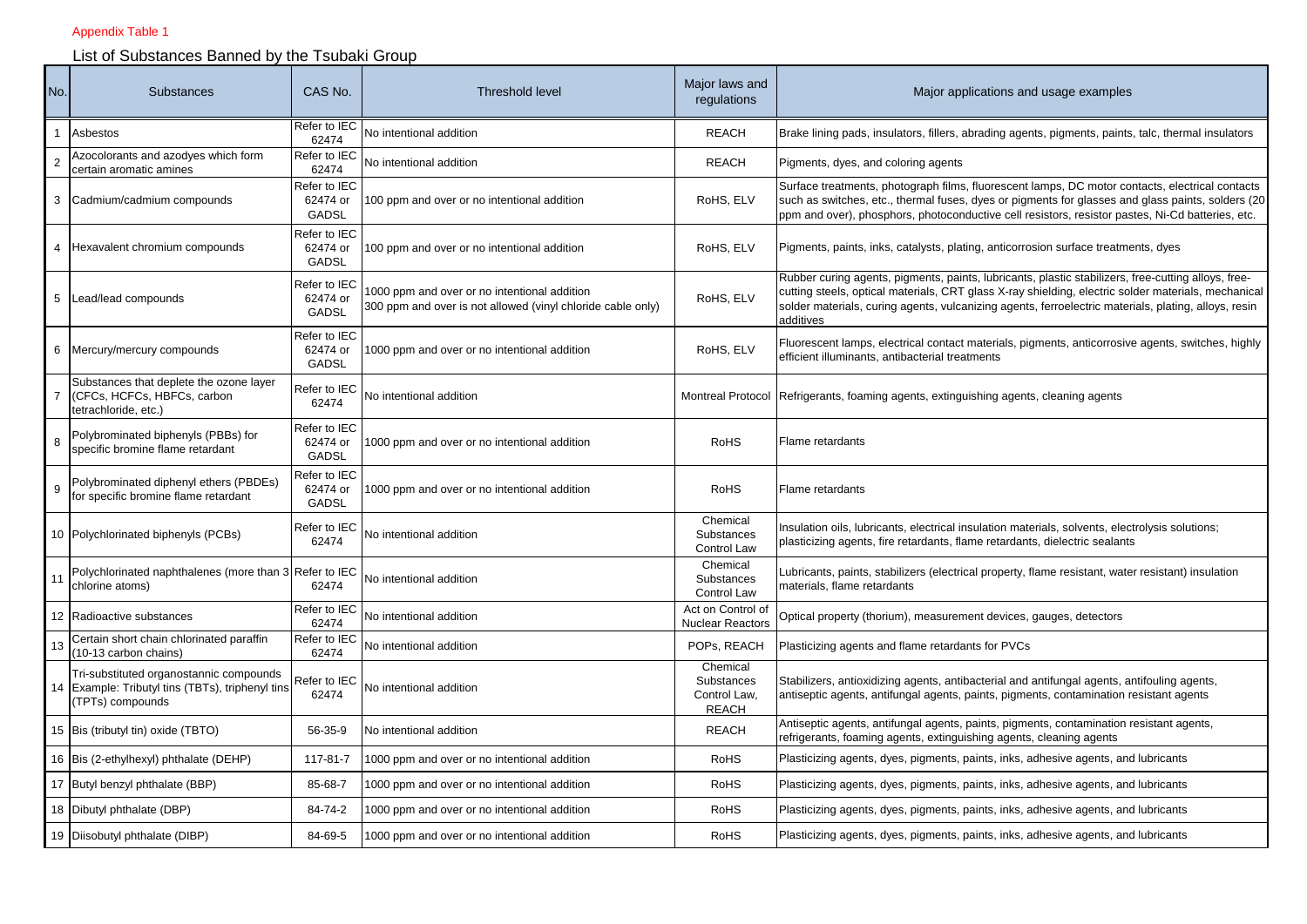Appendix Table 1

## List of Substances Banned by the Tsubaki Group

| No. | Substances | CAS No. | Threshold level | Major laws and regulations | Major applications and usage examples |
|---|---|---|---|---|---|
| 1 | Asbestos | Refer to IEC 62474 | No intentional addition | REACH | Brake lining pads, insulators, fillers, abrading agents, pigments, paints, talc, thermal insulators |
| 2 | Azocolorants and azodyes which form certain aromatic amines | Refer to IEC 62474 | No intentional addition | REACH | Pigments, dyes, and coloring agents |
| 3 | Cadmium/cadmium compounds | Refer to IEC 62474 or GADSL | 100 ppm and over or no intentional addition | RoHS, ELV | Surface treatments, photograph films, fluorescent lamps, DC motor contacts, electrical contacts such as switches, etc., thermal fuses, dyes or pigments for glasses and glass paints, solders (20 ppm and over), phosphors, photoconductive cell resistors, resistor pastes, Ni-Cd batteries, etc. |
| 4 | Hexavalent chromium compounds | Refer to IEC 62474 or GADSL | 100 ppm and over or no intentional addition | RoHS, ELV | Pigments, paints, inks, catalysts, plating, anticorrosion surface treatments, dyes |
| 5 | Lead/lead compounds | Refer to IEC 62474 or GADSL | 1000 ppm and over or no intentional addition<br>300 ppm and over is not allowed (vinyl chloride cable only) | RoHS, ELV | Rubber curing agents, pigments, paints, lubricants, plastic stabilizers, free-cutting alloys, free-cutting steels, optical materials, CRT glass X-ray shielding, electric solder materials, mechanical solder materials, curing agents, vulcanizing agents, ferroelectric materials, plating, alloys, resin additives |
| 6 | Mercury/mercury compounds | Refer to IEC 62474 or GADSL | 1000 ppm and over or no intentional addition | RoHS, ELV | Fluorescent lamps, electrical contact materials, pigments, anticorrosive agents, switches, highly efficient illuminants, antibacterial treatments |
| 7 | Substances that deplete the ozone layer (CFCs, HCFCs, HBFCs, carbon tetrachloride, etc.) | Refer to IEC 62474 | No intentional addition | Montreal Protocol | Refrigerants, foaming agents, extinguishing agents, cleaning agents |
| 8 | Polybrominated biphenyls (PBBs) for specific bromine flame retardant | Refer to IEC 62474 or GADSL | 1000 ppm and over or no intentional addition | RoHS | Flame retardants |
| 9 | Polybrominated diphenyl ethers (PBDEs) for specific bromine flame retardant | Refer to IEC 62474 or GADSL | 1000 ppm and over or no intentional addition | RoHS | Flame retardants |
| 10 | Polychlorinated biphenyls (PCBs) | Refer to IEC 62474 | No intentional addition | Chemical Substances Control Law | Insulation oils, lubricants, electrical insulation materials, solvents, electrolysis solutions; plasticizing agents, fire retardants, flame retardants, dielectric sealants |
| 11 | Polychlorinated naphthalenes (more than 3 chlorine atoms) | Refer to IEC 62474 | No intentional addition | Chemical Substances Control Law | Lubricants, paints, stabilizers (electrical property, flame resistant, water resistant) insulation materials, flame retardants |
| 12 | Radioactive substances | Refer to IEC 62474 | No intentional addition | Act on Control of Nuclear Reactors | Optical property (thorium), measurement devices, gauges, detectors |
| 13 | Certain short chain chlorinated paraffin (10-13 carbon chains) | Refer to IEC 62474 | No intentional addition | POPs, REACH | Plasticizing agents and flame retardants for PVCs |
| 14 | Tri-substituted organostannic compounds Example: Tributyl tins (TBTs), triphenyl tins (TPTs) compounds | Refer to IEC 62474 | No intentional addition | Chemical Substances Control Law, REACH | Stabilizers, antioxidizing agents, antibacterial and antifungal agents, antifouling agents, antiseptic agents, antifungal agents, paints, pigments, contamination resistant agents |
| 15 | Bis (tributyl tin) oxide (TBTO) | 56-35-9 | No intentional addition | REACH | Antiseptic agents, antifungal agents, paints, pigments, contamination resistant agents, refrigerants, foaming agents, extinguishing agents, cleaning agents |
| 16 | Bis (2-ethylhexyl) phthalate (DEHP) | 117-81-7 | 1000 ppm and over or no intentional addition | RoHS | Plasticizing agents, dyes, pigments, paints, inks, adhesive agents, and lubricants |
| 17 | Butyl benzyl phthalate (BBP) | 85-68-7 | 1000 ppm and over or no intentional addition | RoHS | Plasticizing agents, dyes, pigments, paints, inks, adhesive agents, and lubricants |
| 18 | Dibutyl phthalate (DBP) | 84-74-2 | 1000 ppm and over or no intentional addition | RoHS | Plasticizing agents, dyes, pigments, paints, inks, adhesive agents, and lubricants |
| 19 | Diisobutyl phthalate (DIBP) | 84-69-5 | 1000 ppm and over or no intentional addition | RoHS | Plasticizing agents, dyes, pigments, paints, inks, adhesive agents, and lubricants |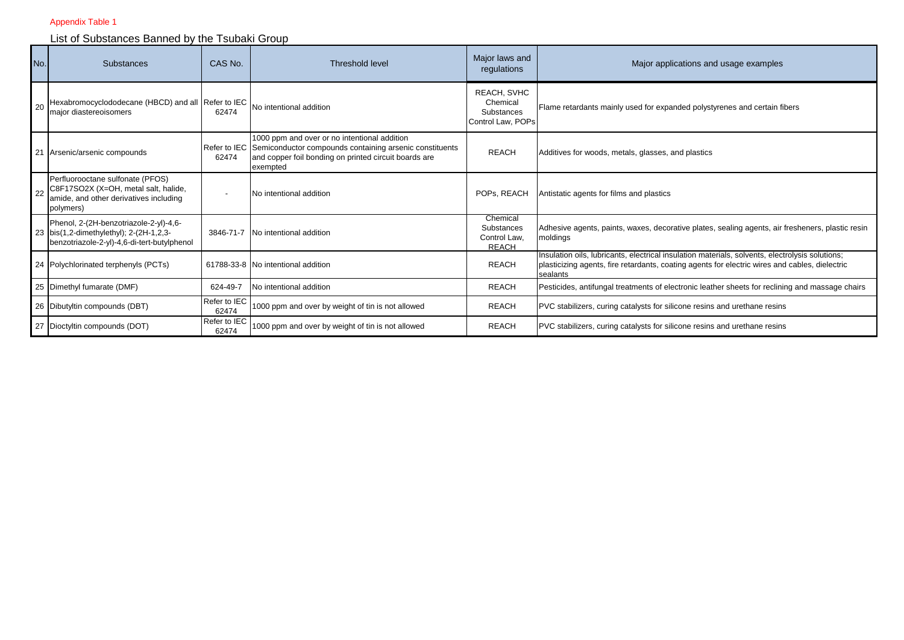Appendix Table 1

## List of Substances Banned by the Tsubaki Group

| No. | Substances | CAS No. | Threshold level | Major laws and regulations | Major applications and usage examples |
|---|---|---|---|---|---|
| 20 | Hexabromocyclododecane (HBCD) and all major diastereoisomers | Refer to IEC 62474 | No intentional addition | REACH, SVHC Chemical Substances Control Law, POPs | Flame retardants mainly used for expanded polystyrenes and certain fibers |
| 21 | Arsenic/arsenic compounds | Refer to IEC 62474 | 1000 ppm and over or no intentional addition Semiconductor compounds containing arsenic constituents and copper foil bonding on printed circuit boards are exempted | REACH | Additives for woods, metals, glasses, and plastics |
| 22 | Perfluorooctane sulfonate (PFOS) $C_8F_{17}SO_2X$ (X=OH, metal salt, halide, amide, and other derivatives including polymers) | - | No intentional addition | POPs, REACH | Antistatic agents for films and plastics |
| 23 | Phenol, 2-(2H-benzotriazole-2-yl)-4,6-bis(1,2-dimethylethyl); 2-(2H-1,2,3-benzotriazole-2-yl)-4,6-di-tert-butylphenol | 3846-71-7 | No intentional addition | Chemical Substances Control Law, REACH | Adhesive agents, paints, waxes, decorative plates, sealing agents, air fresheners, plastic resin moldings |
| 24 | Polychlorinated terphenyls (PCTs) | 61788-33-8 | No intentional addition | REACH | Insulation oils, lubricants, electrical insulation materials, solvents, electrolysis solutions; plasticizing agents, fire retardants, coating agents for electric wires and cables, dielectric sealants |
| 25 | Dimethyl fumarate (DMF) | 624-49-7 | No intentional addition | REACH | Pesticides, antifungal treatments of electronic leather sheets for reclining and massage chairs |
| 26 | Dibutyltin compounds (DBT) | Refer to IEC 62474 | 1000 ppm and over by weight of tin is not allowed | REACH | PVC stabilizers, curing catalysts for silicone resins and urethane resins |
| 27 | Dioctyltin compounds (DOT) | Refer to IEC 62474 | 1000 ppm and over by weight of tin is not allowed | REACH | PVC stabilizers, curing catalysts for silicone resins and urethane resins |